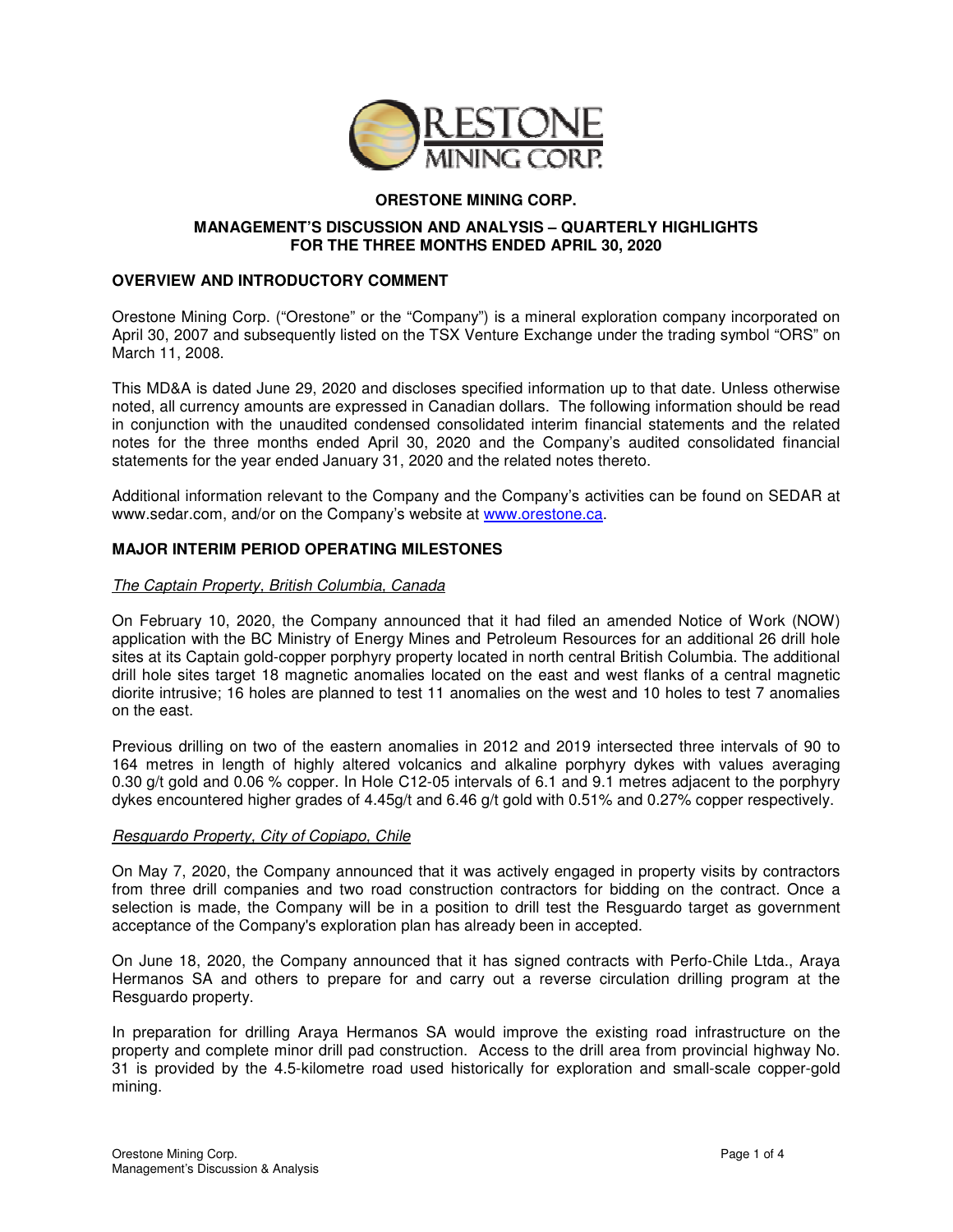# ORESTONE MINING CORP.

## MANAGEMENT'S DISCUSSION AND ANALYSIS – QUARTERLY HIGHLIGHTS FOR THE THREE MONTHS ENDED APRIL 30, 2020

### OVERVIEW AND INTRODUCTORY COMMENT

Orestone Mining Corp. ("Orestone" or the "Company") is a mineral exploration company incorporated on April 30, 2007 and subsequently listed on the TSX Venture Exchange under the trading symbol "ORS" on March 11, 2008.

This MD&A is dated June 29, 2020 and discloses specified information up to that date. Unless otherwise noted, all currency amounts are expressed in Canadian dollars. The following information should be read in conjunction with the unaudited condensed consolidated interim financial statements and the related notes for the three months ended April 30, 2020 and the Company's audited consolidated financial statements for the year ended January 31, 2020 and the related notes thereto.

Additional information relevant to the Company and the Company's activities can be found on SEDAR at www.sedar.com, and/or on the Company's website at www.orestone.ca.

### MAJOR INTERIM PERIOD OPERATING MILESTONES

*The Captain Property, British Columbia, Canada*

On February 10, 2020, the Company announced that it had filed an amended Notice of Work (NOW) application with the BC Ministry of Energy Mines and Petroleum Resources for an additional 26 drill hole sites at its Captain gold-copper porphyry property located in north central British Columbia. The additional drill hole sites target 18 magnetic anomalies located on the east and west flanks of a central magnetic diorite intrusive; 16 holes are planned to test 11 anomalies on the west and 10 holes to test 7 anomalies on the east.

Previous drilling on two of the eastern anomalies in 2012 and 2019 intersected three intervals of 90 to 164 metres in length of highly altered volcanics and alkaline porphyry dykes with values averaging 0.30 g/t gold and 0.06 % copper. In Hole C12-05 intervals of 6.1 and 9.1 metres adjacent to the porphyry dykes encountered higher grades of 4.45g/t and 6.46 g/t gold with 0.51% and 0.27% copper respectively.

*Resguardo Property, City of Copiapo, Chile*

On May 7, 2020, the Company announced that it was actively engaged in property visits by contractors from three drill companies and two road construction contractors for bidding on the contract. Once a selection is made, the Company will be in a position to drill test the Resguardo target as government acceptance of the Company's exploration plan has already been in accepted.

On June 18, 2020, the Company announced that it has signed contracts with Perfo-Chile Ltda., Araya Hermanos SA and others to prepare for and carry out a reverse circulation drilling program at the Resguardo property.

In preparation for drilling Araya Hermanos SA would improve the existing road infrastructure on the property and complete minor drill pad construction. Access to the drill area from provincial highway No. 31 is provided by the 4.5-kilometre road used historically for exploration and small-scale copper-gold mining.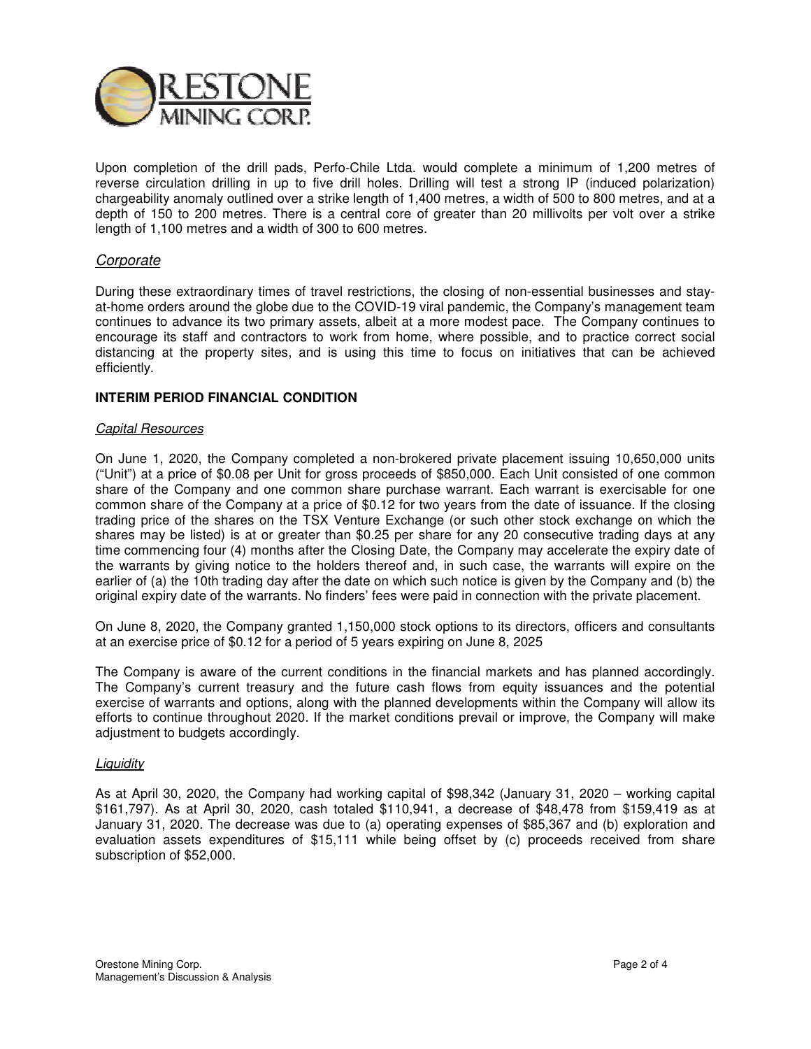Upon completion of the drill pads, Perfo-Chile Ltda. would complete a minimum of 1,200 metres of reverse circulation drilling in up to five drill holes. Drilling will test a strong IP (induced polarization) chargeability anomaly outlined over a strike length of 1,400 metres, a width of 500 to 800 metres, and at a depth of 150 to 200 metres. There is a central core of greater than 20 millivolts per volt over a strike length of 1,100 metres and a width of 300 to 600 metres.

### *Corporate*

During these extraordinary times of travel restrictions, the closing of non-essential businesses and stay-at-home orders around the globe due to the COVID-19 viral pandemic, the Company's management team continues to advance its two primary assets, albeit at a more modest pace. The Company continues to encourage its staff and contractors to work from home, where possible, and to practice correct social distancing at the property sites, and is using this time to focus on initiatives that can be achieved efficiently.

## INTERIM PERIOD FINANCIAL CONDITION

### *Capital Resources*

On June 1, 2020, the Company completed a non-brokered private placement issuing 10,650,000 units ("Unit") at a price of $0.08 per Unit for gross proceeds of $850,000. Each Unit consisted of one common share of the Company and one common share purchase warrant. Each warrant is exercisable for one common share of the Company at a price of $0.12 for two years from the date of issuance. If the closing trading price of the shares on the TSX Venture Exchange (or such other stock exchange on which the shares may be listed) is at or greater than $0.25 per share for any 20 consecutive trading days at any time commencing four (4) months after the Closing Date, the Company may accelerate the expiry date of the warrants by giving notice to the holders thereof and, in such case, the warrants will expire on the earlier of (a) the 10th trading day after the date on which such notice is given by the Company and (b) the original expiry date of the warrants. No finders' fees were paid in connection with the private placement.

On June 8, 2020, the Company granted 1,150,000 stock options to its directors, officers and consultants at an exercise price of $0.12 for a period of 5 years expiring on June 8, 2025

The Company is aware of the current conditions in the financial markets and has planned accordingly. The Company's current treasury and the future cash flows from equity issuances and the potential exercise of warrants and options, along with the planned developments within the Company will allow its efforts to continue throughout 2020. If the market conditions prevail or improve, the Company will make adjustment to budgets accordingly.

### *Liquidity*

As at April 30, 2020, the Company had working capital of $98,342 (January 31, 2020 – working capital $161,797). As at April 30, 2020, cash totaled $110,941, a decrease of $48,478 from $159,419 as at January 31, 2020. The decrease was due to (a) operating expenses of $85,367 and (b) exploration and evaluation assets expenditures of $15,111 while being offset by (c) proceeds received from share subscription of $52,000.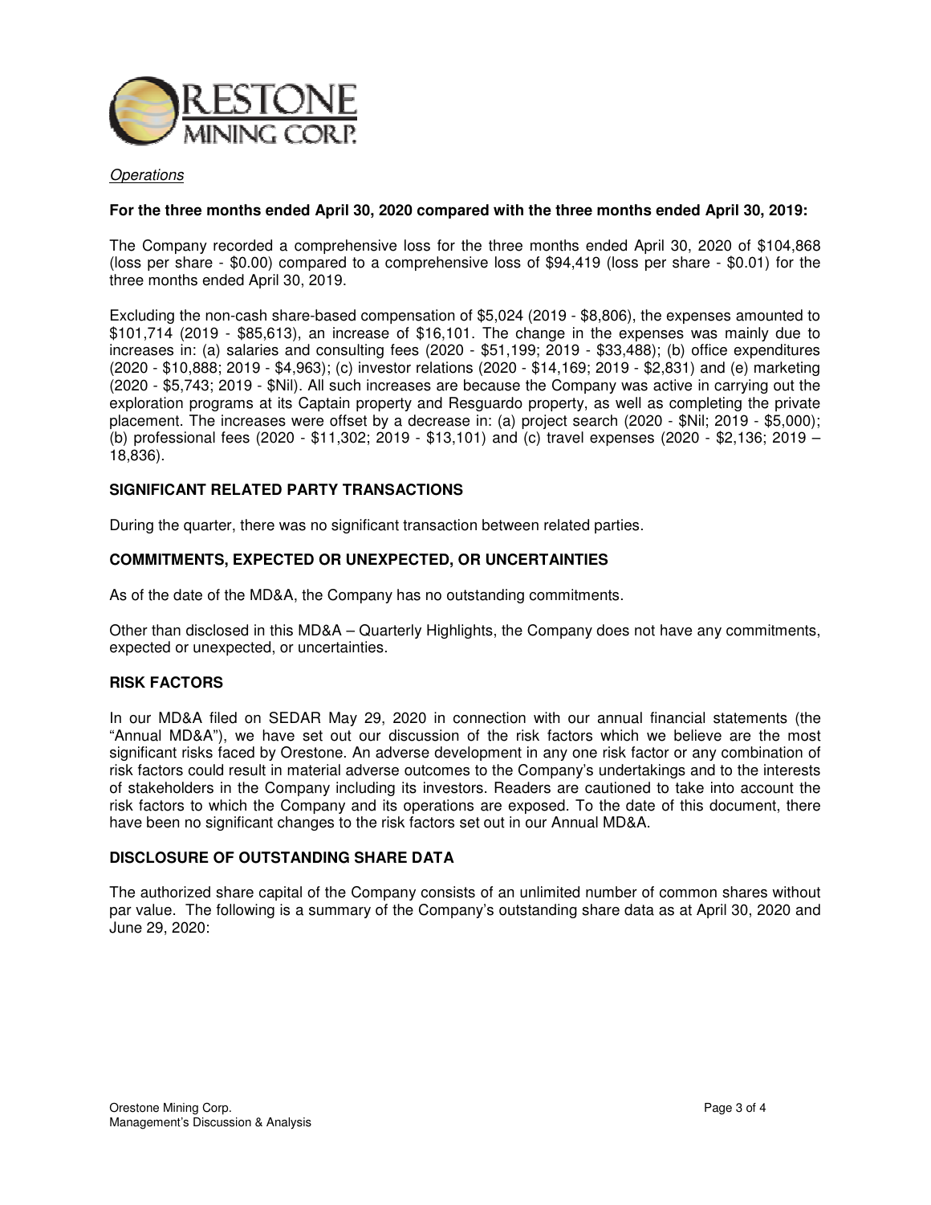*Operations*

**For the three months ended April 30, 2020 compared with the three months ended April 30, 2019:**

The Company recorded a comprehensive loss for the three months ended April 30, 2020 of $104,868 (loss per share - $0.00) compared to a comprehensive loss of $94,419 (loss per share - $0.01) for the three months ended April 30, 2019.

Excluding the non-cash share-based compensation of $5,024 (2019 - $8,806), the expenses amounted to $101,714 (2019 - $85,613), an increase of $16,101. The change in the expenses was mainly due to increases in: (a) salaries and consulting fees (2020 - $51,199; 2019 - $33,488); (b) office expenditures (2020 - $10,888; 2019 - $4,963); (c) investor relations (2020 - $14,169; 2019 - $2,831) and (e) marketing (2020 - $5,743; 2019 - $Nil). All such increases are because the Company was active in carrying out the exploration programs at its Captain property and Resguardo property, as well as completing the private placement. The increases were offset by a decrease in: (a) project search (2020 - $Nil; 2019 - $5,000); (b) professional fees (2020 - $11,302; 2019 - $13,101) and (c) travel expenses (2020 - $2,136; 2019 – 18,836).

## SIGNIFICANT RELATED PARTY TRANSACTIONS

During the quarter, there was no significant transaction between related parties.

## COMMITMENTS, EXPECTED OR UNEXPECTED, OR UNCERTAINTIES

As of the date of the MD&A, the Company has no outstanding commitments.

Other than disclosed in this MD&A – Quarterly Highlights, the Company does not have any commitments, expected or unexpected, or uncertainties.

## RISK FACTORS

In our MD&A filed on SEDAR May 29, 2020 in connection with our annual financial statements (the "Annual MD&A"), we have set out our discussion of the risk factors which we believe are the most significant risks faced by Orestone. An adverse development in any one risk factor or any combination of risk factors could result in material adverse outcomes to the Company's undertakings and to the interests of stakeholders in the Company including its investors. Readers are cautioned to take into account the risk factors to which the Company and its operations are exposed. To the date of this document, there have been no significant changes to the risk factors set out in our Annual MD&A.

## DISCLOSURE OF OUTSTANDING SHARE DATA

The authorized share capital of the Company consists of an unlimited number of common shares without par value. The following is a summary of the Company's outstanding share data as at April 30, 2020 and June 29, 2020: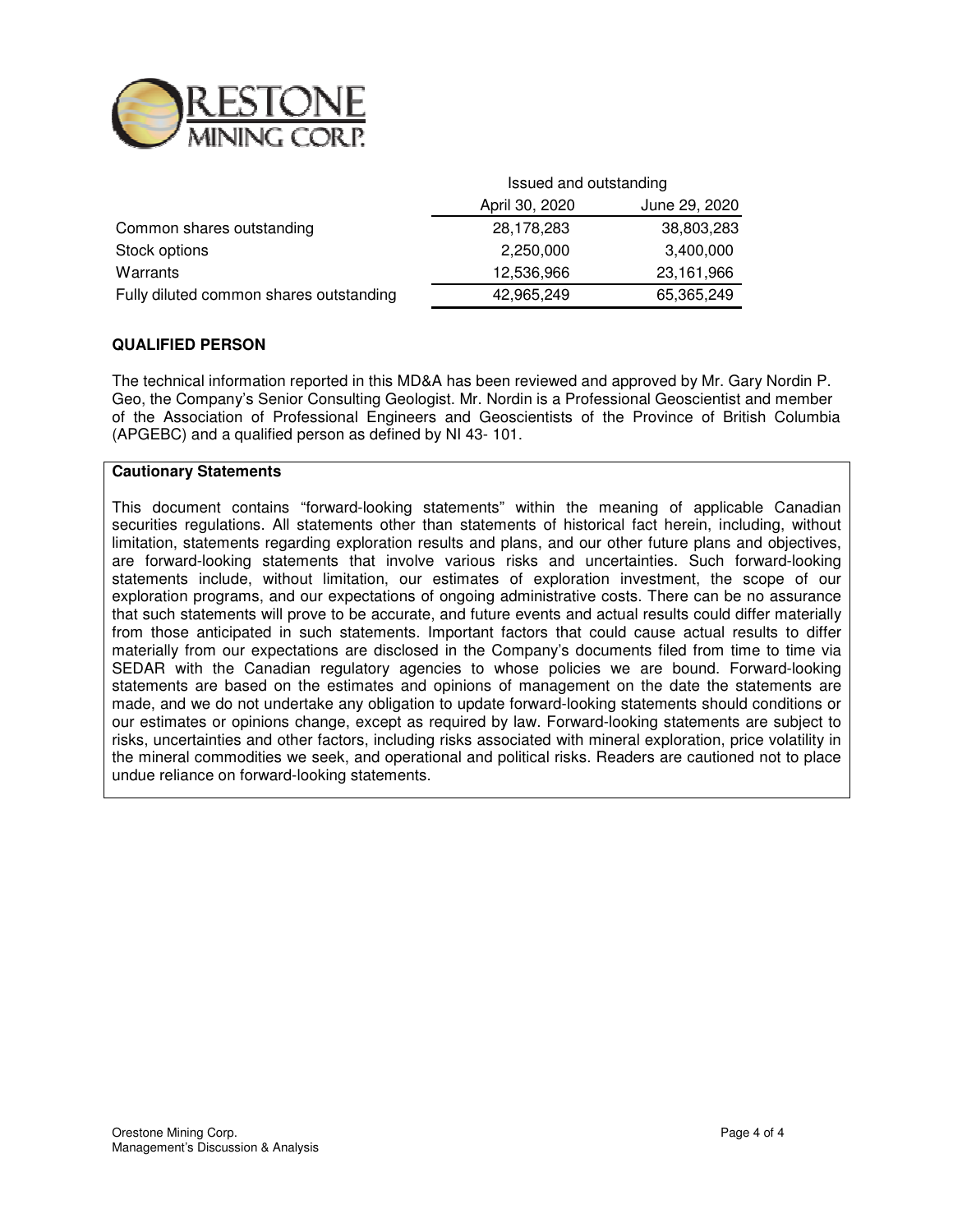| | Issued and outstanding | |
|---|---|---|
| | April 30, 2020 | June 29, 2020 |
| Common shares outstanding | 28,178,283 | 38,803,283 |
| Stock options | 2,250,000 | 3,400,000 |
| Warrants | 12,536,966 | 23,161,966 |
| Fully diluted common shares outstanding | 42,965,249 | 65,365,249 |

**QUALIFIED PERSON**

The technical information reported in this MD&A has been reviewed and approved by Mr. Gary Nordin P. Geo, the Company's Senior Consulting Geologist. Mr. Nordin is a Professional Geoscientist and member of the Association of Professional Engineers and Geoscientists of the Province of British Columbia (APGEBC) and a qualified person as defined by NI 43- 101.

**Cautionary Statements**

This document contains "forward-looking statements" within the meaning of applicable Canadian securities regulations. All statements other than statements of historical fact herein, including, without limitation, statements regarding exploration results and plans, and our other future plans and objectives, are forward-looking statements that involve various risks and uncertainties. Such forward-looking statements include, without limitation, our estimates of exploration investment, the scope of our exploration programs, and our expectations of ongoing administrative costs. There can be no assurance that such statements will prove to be accurate, and future events and actual results could differ materially from those anticipated in such statements. Important factors that could cause actual results to differ materially from our expectations are disclosed in the Company's documents filed from time to time via SEDAR with the Canadian regulatory agencies to whose policies we are bound. Forward-looking statements are based on the estimates and opinions of management on the date the statements are made, and we do not undertake any obligation to update forward-looking statements should conditions or our estimates or opinions change, except as required by law. Forward-looking statements are subject to risks, uncertainties and other factors, including risks associated with mineral exploration, price volatility in the mineral commodities we seek, and operational and political risks. Readers are cautioned not to place undue reliance on forward-looking statements.